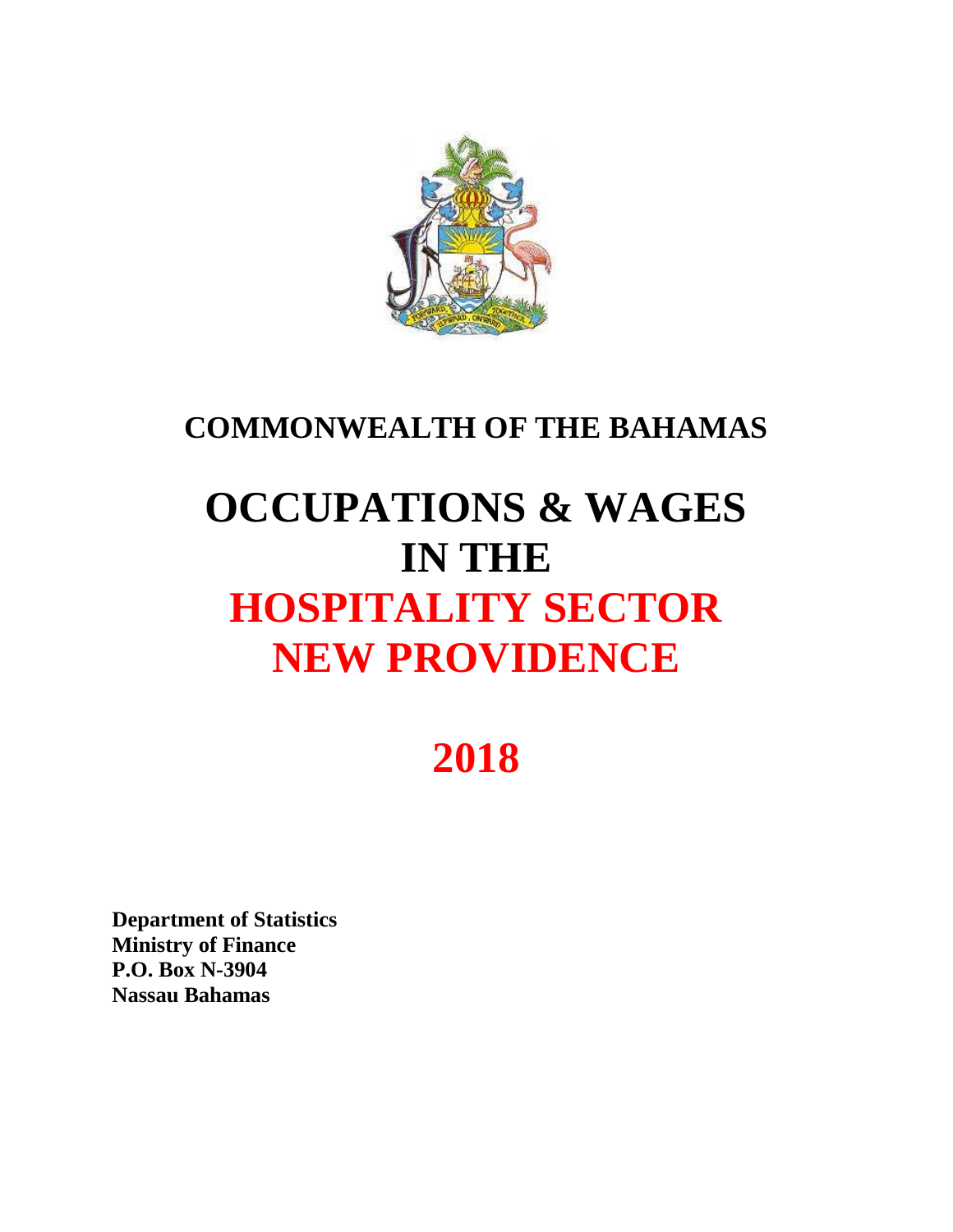# COMMONWEALTH OF THE BAHAMAS

# OCCUPATIONS & WAGES IN THE HOSPITALITY SECTOR NEW PROVIDENCE

# 2018

**Department of Statistics**
**Ministry of Finance**
**P.O. Box N-3904**
**Nassau Bahamas**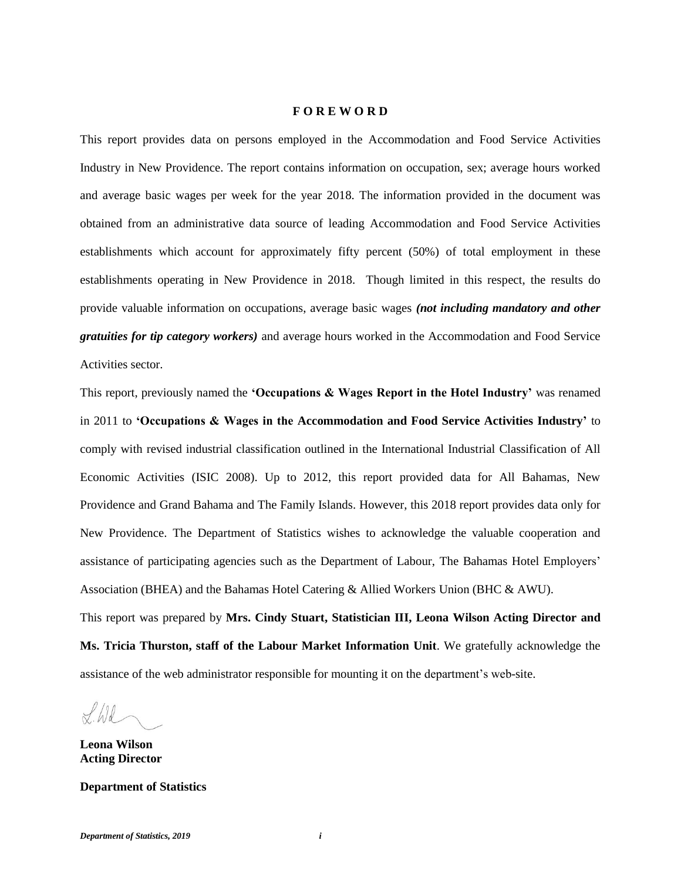# FOREWORD

This report provides data on persons employed in the Accommodation and Food Service Activities Industry in New Providence. The report contains information on occupation, sex; average hours worked and average basic wages per week for the year 2018. The information provided in the document was obtained from an administrative data source of leading Accommodation and Food Service Activities establishments which account for approximately fifty percent (50%) of total employment in these establishments operating in New Providence in 2018. Though limited in this respect, the results do provide valuable information on occupations, average basic wages ***(not including mandatory and other gratuities for tip category workers)*** and average hours worked in the Accommodation and Food Service Activities sector.

This report, previously named the **'Occupations & Wages Report in the Hotel Industry'** was renamed in 2011 to **'Occupations & Wages in the Accommodation and Food Service Activities Industry'** to comply with revised industrial classification outlined in the International Industrial Classification of All Economic Activities (ISIC 2008). Up to 2012, this report provided data for All Bahamas, New Providence and Grand Bahama and The Family Islands. However, this 2018 report provides data only for New Providence. The Department of Statistics wishes to acknowledge the valuable cooperation and assistance of participating agencies such as the Department of Labour, The Bahamas Hotel Employers' Association (BHEA) and the Bahamas Hotel Catering & Allied Workers Union (BHC & AWU).

This report was prepared by **Mrs. Cindy Stuart, Statistician III, Leona Wilson Acting Director and Ms. Tricia Thurston, staff of the Labour Market Information Unit**. We gratefully acknowledge the assistance of the web administrator responsible for mounting it on the department's web-site.

**Leona Wilson**
**Acting Director**

**Department of Statistics**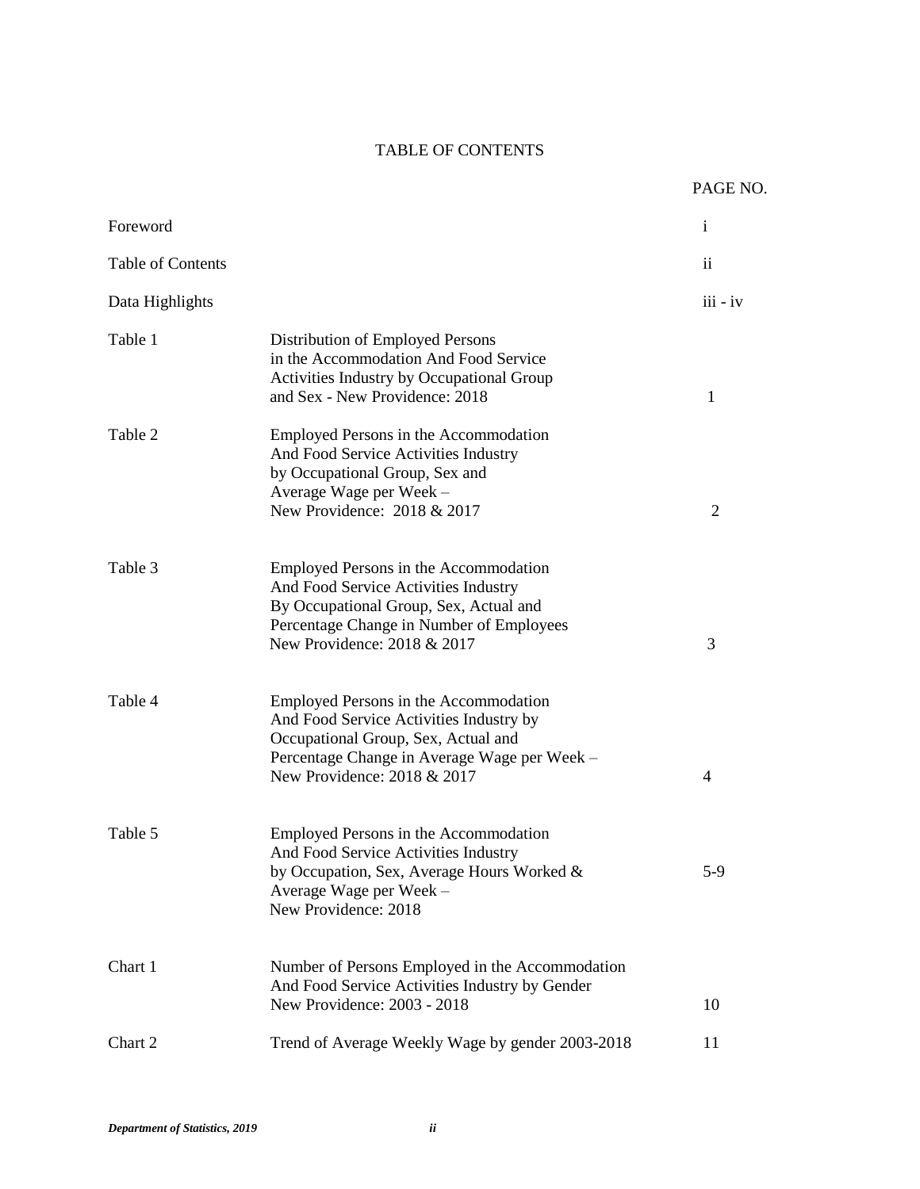# TABLE OF CONTENTS

| | | PAGE NO. |
|---|---|---|
| Foreword | | i |
| Table of Contents | | ii |
| Data Highlights | | iii - iv |
| Table 1 | Distribution of Employed Persons in the Accommodation And Food Service Activities Industry by Occupational Group and Sex - New Providence: 2018 | 1 |
| Table 2 | Employed Persons in the Accommodation And Food Service Activities Industry by Occupational Group, Sex and Average Wage per Week – New Providence: 2018 & 2017 | 2 |
| Table 3 | Employed Persons in the Accommodation And Food Service Activities Industry By Occupational Group, Sex, Actual and Percentage Change in Number of Employees New Providence: 2018 & 2017 | 3 |
| Table 4 | Employed Persons in the Accommodation And Food Service Activities Industry by Occupational Group, Sex, Actual and Percentage Change in Average Wage per Week – New Providence: 2018 & 2017 | 4 |
| Table 5 | Employed Persons in the Accommodation And Food Service Activities Industry by Occupation, Sex, Average Hours Worked & Average Wage per Week – New Providence: 2018 | 5-9 |
| Chart 1 | Number of Persons Employed in the Accommodation And Food Service Activities Industry by Gender New Providence: 2003 - 2018 | 10 |
| Chart 2 | Trend of Average Weekly Wage by gender 2003-2018 | 11 |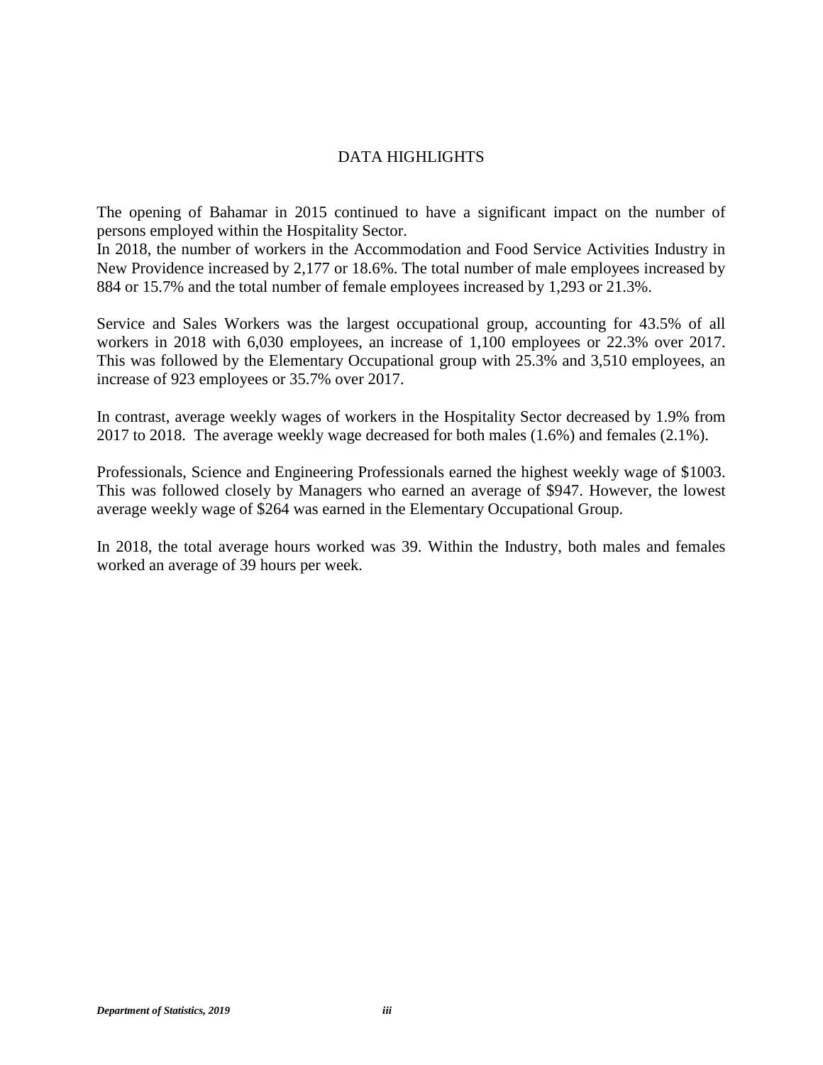# DATA HIGHLIGHTS

The opening of Bahamar in 2015 continued to have a significant impact on the number of persons employed within the Hospitality Sector.
In 2018, the number of workers in the Accommodation and Food Service Activities Industry in New Providence increased by 2,177 or 18.6%. The total number of male employees increased by 884 or 15.7% and the total number of female employees increased by 1,293 or 21.3%.

Service and Sales Workers was the largest occupational group, accounting for 43.5% of all workers in 2018 with 6,030 employees, an increase of 1,100 employees or 22.3% over 2017. This was followed by the Elementary Occupational group with 25.3% and 3,510 employees, an increase of 923 employees or 35.7% over 2017.

In contrast, average weekly wages of workers in the Hospitality Sector decreased by 1.9% from 2017 to 2018. The average weekly wage decreased for both males (1.6%) and females (2.1%).

Professionals, Science and Engineering Professionals earned the highest weekly wage of $1003. This was followed closely by Managers who earned an average of $947. However, the lowest average weekly wage of $264 was earned in the Elementary Occupational Group.

In 2018, the total average hours worked was 39. Within the Industry, both males and females worked an average of 39 hours per week.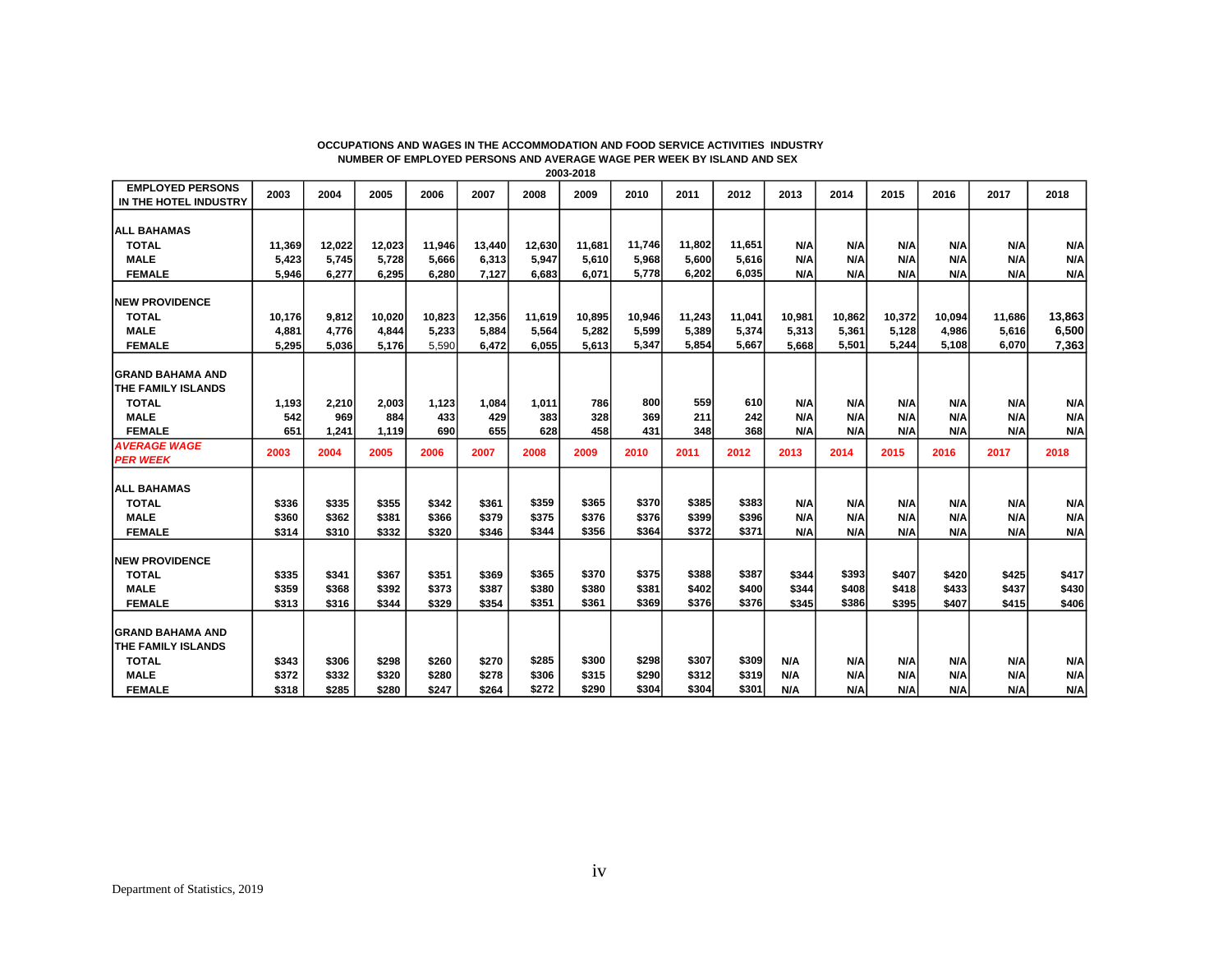**OCCUPATIONS AND WAGES IN THE ACCOMMODATION AND FOOD SERVICE ACTIVITIES INDUSTRY**
**NUMBER OF EMPLOYED PERSONS AND AVERAGE WAGE PER WEEK BY ISLAND AND SEX**
**2003-2018**

| EMPLOYED PERSONS IN THE HOTEL INDUSTRY | 2003 | 2004 | 2005 | 2006 | 2007 | 2008 | 2009 | 2010 | 2011 | 2012 | 2013 | 2014 | 2015 | 2016 | 2017 | 2018 |
|---|---|---|---|---|---|---|---|---|---|---|---|---|---|---|---|---|
| **ALL BAHAMAS** | | | | | | | | | | | | | | | | |
| TOTAL | 11,369 | 12,022 | 12,023 | 11,946 | 13,440 | 12,630 | 11,681 | 11,746 | 11,802 | 11,651 | N/A | N/A | N/A | N/A | N/A | N/A |
| MALE | 5,423 | 5,745 | 5,728 | 5,666 | 6,313 | 5,947 | 5,610 | 5,968 | 5,600 | 5,616 | N/A | N/A | N/A | N/A | N/A | N/A |
| FEMALE | 5,946 | 6,277 | 6,295 | 6,280 | 7,127 | 6,683 | 6,071 | 5,778 | 6,202 | 6,035 | N/A | N/A | N/A | N/A | N/A | N/A |
| **NEW PROVIDENCE** | | | | | | | | | | | | | | | | |
| TOTAL | 10,176 | 9,812 | 10,020 | 10,823 | 12,356 | 11,619 | 10,895 | 10,946 | 11,243 | 11,041 | 10,981 | 10,862 | 10,372 | 10,094 | 11,686 | 13,863 |
| MALE | 4,881 | 4,776 | 4,844 | 5,233 | 5,884 | 5,564 | 5,282 | 5,599 | 5,389 | 5,374 | 5,313 | 5,361 | 5,128 | 4,986 | 5,616 | 6,500 |
| FEMALE | 5,295 | 5,036 | 5,176 | 5,590 | 6,472 | 6,055 | 5,613 | 5,347 | 5,854 | 5,667 | 5,668 | 5,501 | 5,244 | 5,108 | 6,070 | 7,363 |
| **GRAND BAHAMA AND THE FAMILY ISLANDS** | | | | | | | | | | | | | | | | |
| TOTAL | 1,193 | 2,210 | 2,003 | 1,123 | 1,084 | 1,011 | 786 | 800 | 559 | 610 | N/A | N/A | N/A | N/A | N/A | N/A |
| MALE | 542 | 969 | 884 | 433 | 429 | 383 | 328 | 369 | 211 | 242 | N/A | N/A | N/A | N/A | N/A | N/A |
| FEMALE | 651 | 1,241 | 1,119 | 690 | 655 | 628 | 458 | 431 | 348 | 368 | N/A | N/A | N/A | N/A | N/A | N/A |
| ***AVERAGE WAGE PER WEEK*** | **2003** | **2004** | **2005** | **2006** | **2007** | **2008** | **2009** | **2010** | **2011** | **2012** | **2013** | **2014** | **2015** | **2016** | **2017** | **2018** |
| **ALL BAHAMAS** | | | | | | | | | | | | | | | | |
| TOTAL | $336 | $335 | $355 | $342 | $361 | $359 | $365 | $370 | $385 | $383 | N/A | N/A | N/A | N/A | N/A | N/A |
| MALE | $360 | $362 | $381 | $366 | $379 | $375 | $376 | $376 | $399 | $396 | N/A | N/A | N/A | N/A | N/A | N/A |
| FEMALE | $314 | $310 | $332 | $320 | $346 | $344 | $356 | $364 | $372 | $371 | N/A | N/A | N/A | N/A | N/A | N/A |
| **NEW PROVIDENCE** | | | | | | | | | | | | | | | | |
| TOTAL | $335 | $341 | $367 | $351 | $369 | $365 | $370 | $375 | $388 | $387 | $344 | $393 | $407 | $420 | $425 | $417 |
| MALE | $359 | $368 | $392 | $373 | $387 | $380 | $380 | $381 | $402 | $400 | $344 | $408 | $418 | $433 | $437 | $430 |
| FEMALE | $313 | $316 | $344 | $329 | $354 | $351 | $361 | $369 | $376 | $376 | $345 | $386 | $395 | $407 | $415 | $406 |
| **GRAND BAHAMA AND THE FAMILY ISLANDS** | | | | | | | | | | | | | | | | |
| TOTAL | $343 | $306 | $298 | $260 | $270 | $285 | $300 | $298 | $307 | $309 | N/A | N/A | N/A | N/A | N/A | N/A |
| MALE | $372 | $332 | $320 | $280 | $278 | $306 | $315 | $290 | $312 | $319 | N/A | N/A | N/A | N/A | N/A | N/A |
| FEMALE | $318 | $285 | $280 | $247 | $264 | $272 | $290 | $304 | $304 | $301 | N/A | N/A | N/A | N/A | N/A | N/A |

Department of Statistics, 2019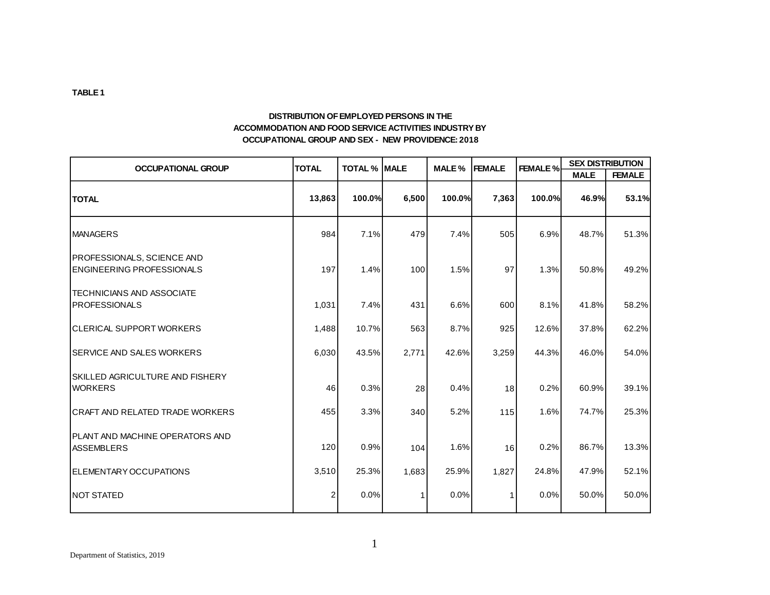**TABLE 1**

**DISTRIBUTION OF EMPLOYED PERSONS IN THE ACCOMMODATION AND FOOD SERVICE ACTIVITIES INDUSTRY BY OCCUPATIONAL GROUP AND SEX - NEW PROVIDENCE: 2018**

| OCCUPATIONAL GROUP | TOTAL | TOTAL % | MALE | MALE % | FEMALE | FEMALE % | SEX DISTRIBUTION | |
|---|---|---|---|---|---|---|---|---|
| | | | | | | | MALE | FEMALE |
| **TOTAL** | **13,863** | **100.0%** | **6,500** | **100.0%** | **7,363** | **100.0%** | **46.9%** | **53.1%** |
| MANAGERS | 984 | 7.1% | 479 | 7.4% | 505 | 6.9% | 48.7% | 51.3% |
| PROFESSIONALS, SCIENCE AND ENGINEERING PROFESSIONALS | 197 | 1.4% | 100 | 1.5% | 97 | 1.3% | 50.8% | 49.2% |
| TECHNICIANS AND ASSOCIATE PROFESSIONALS | 1,031 | 7.4% | 431 | 6.6% | 600 | 8.1% | 41.8% | 58.2% |
| CLERICAL SUPPORT WORKERS | 1,488 | 10.7% | 563 | 8.7% | 925 | 12.6% | 37.8% | 62.2% |
| SERVICE AND SALES WORKERS | 6,030 | 43.5% | 2,771 | 42.6% | 3,259 | 44.3% | 46.0% | 54.0% |
| SKILLED AGRICULTURE AND FISHERY WORKERS | 46 | 0.3% | 28 | 0.4% | 18 | 0.2% | 60.9% | 39.1% |
| CRAFT AND RELATED TRADE WORKERS | 455 | 3.3% | 340 | 5.2% | 115 | 1.6% | 74.7% | 25.3% |
| PLANT AND MACHINE OPERATORS AND ASSEMBLERS | 120 | 0.9% | 104 | 1.6% | 16 | 0.2% | 86.7% | 13.3% |
| ELEMENTARY OCCUPATIONS | 3,510 | 25.3% | 1,683 | 25.9% | 1,827 | 24.8% | 47.9% | 52.1% |
| NOT STATED | 2 | 0.0% | 1 | 0.0% | 1 | 0.0% | 50.0% | 50.0% |

Department of Statistics, 2019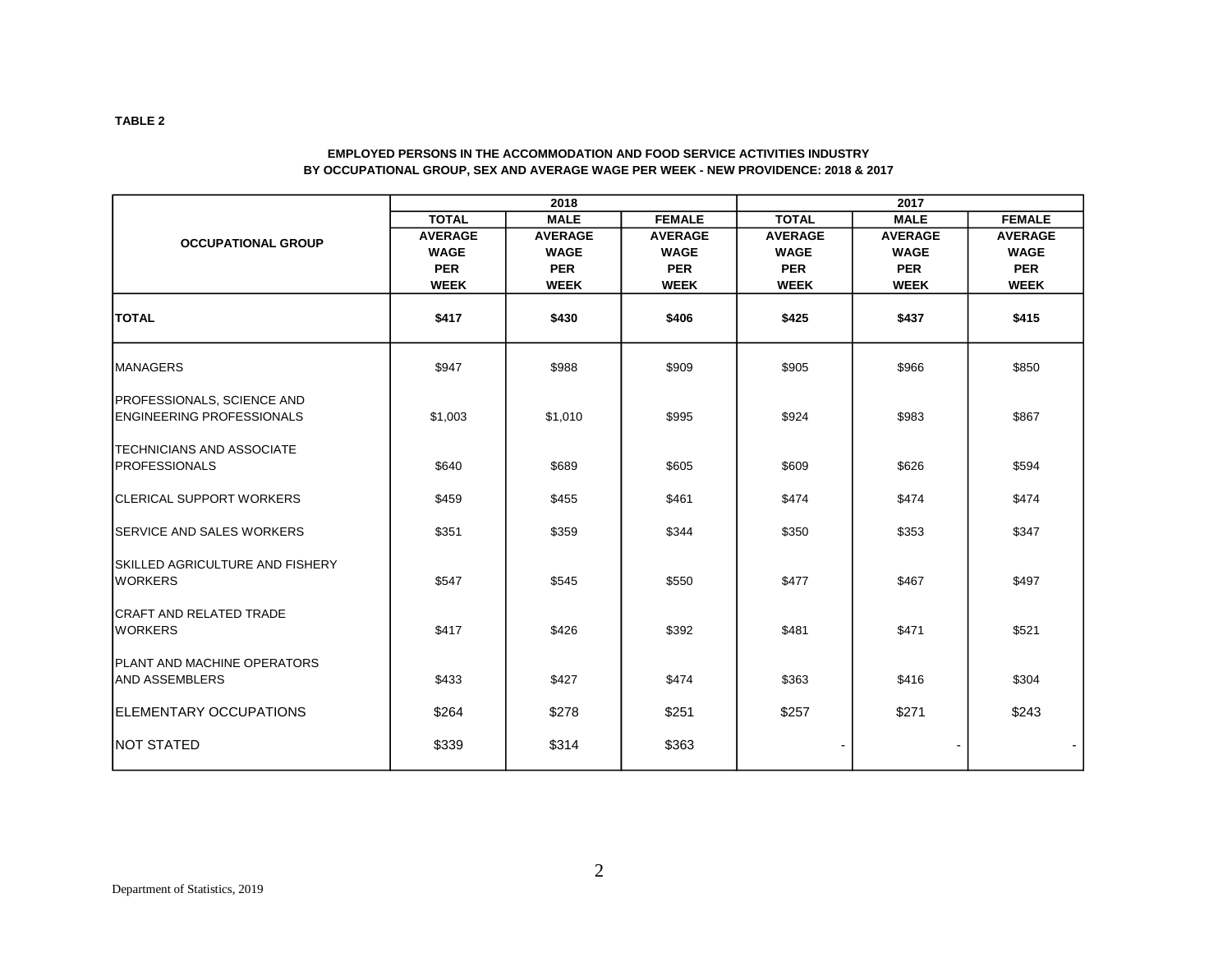**TABLE 2**

**EMPLOYED PERSONS IN THE ACCOMMODATION AND FOOD SERVICE ACTIVITIES INDUSTRY BY OCCUPATIONAL GROUP, SEX AND AVERAGE WAGE PER WEEK - NEW PROVIDENCE: 2018 & 2017**

| OCCUPATIONAL GROUP | 2018 | | | 2017 | | |
|---|---|---|---|---|---|---|
| | TOTAL | MALE | FEMALE | TOTAL | MALE | FEMALE |
| | AVERAGE WAGE PER WEEK | AVERAGE WAGE PER WEEK | AVERAGE WAGE PER WEEK | AVERAGE WAGE PER WEEK | AVERAGE WAGE PER WEEK | AVERAGE WAGE PER WEEK |
| **TOTAL** | **$417** | **$430** | **$406** | **$425** | **$437** | **$415** |
| MANAGERS | $947 | $988 | $909 | $905 | $966 | $850 |
| PROFESSIONALS, SCIENCE AND ENGINEERING PROFESSIONALS | $1,003 | $1,010 | $995 | $924 | $983 | $867 |
| TECHNICIANS AND ASSOCIATE PROFESSIONALS | $640 | $689 | $605 | $609 | $626 | $594 |
| CLERICAL SUPPORT WORKERS | $459 | $455 | $461 | $474 | $474 | $474 |
| SERVICE AND SALES WORKERS | $351 | $359 | $344 | $350 | $353 | $347 |
| SKILLED AGRICULTURE AND FISHERY WORKERS | $547 | $545 | $550 | $477 | $467 | $497 |
| CRAFT AND RELATED TRADE WORKERS | $417 | $426 | $392 | $481 | $471 | $521 |
| PLANT AND MACHINE OPERATORS AND ASSEMBLERS | $433 | $427 | $474 | $363 | $416 | $304 |
| ELEMENTARY OCCUPATIONS | $264 | $278 | $251 | $257 | $271 | $243 |
| NOT STATED | $339 | $314 | $363 | - | - | - |

Department of Statistics, 2019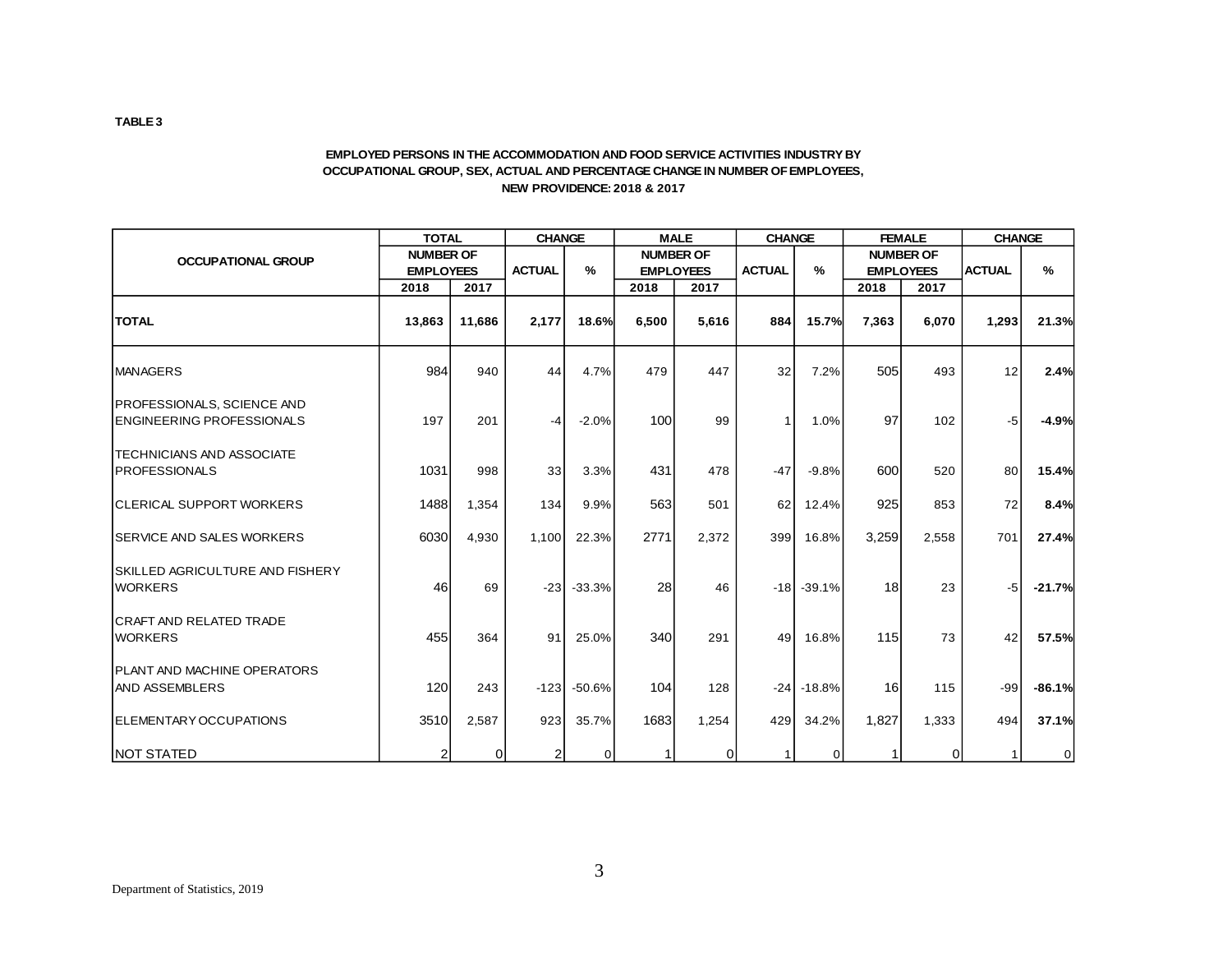**TABLE 3**

**EMPLOYED PERSONS IN THE ACCOMMODATION AND FOOD SERVICE ACTIVITIES INDUSTRY BY OCCUPATIONAL GROUP, SEX, ACTUAL AND PERCENTAGE CHANGE IN NUMBER OF EMPLOYEES, NEW PROVIDENCE: 2018 & 2017**

| OCCUPATIONAL GROUP | TOTAL | | CHANGE | | MALE | | CHANGE | | FEMALE | | CHANGE | |
|---|---|---|---|---|---|---|---|---|---|---|---|---|
| | NUMBER OF EMPLOYEES | | ACTUAL | % | NUMBER OF EMPLOYEES | | ACTUAL | % | NUMBER OF EMPLOYEES | | ACTUAL | % |
| | 2018 | 2017 | | | 2018 | 2017 | | | 2018 | 2017 | | |
| **TOTAL** | **13,863** | **11,686** | **2,177** | **18.6%** | **6,500** | **5,616** | **884** | **15.7%** | **7,363** | **6,070** | **1,293** | **21.3%** |
| MANAGERS | 984 | 940 | 44 | 4.7% | 479 | 447 | 32 | 7.2% | 505 | 493 | 12 | **2.4%** |
| PROFESSIONALS, SCIENCE AND ENGINEERING PROFESSIONALS | 197 | 201 | -4 | -2.0% | 100 | 99 | 1 | 1.0% | 97 | 102 | -5 | **-4.9%** |
| TECHNICIANS AND ASSOCIATE PROFESSIONALS | 1031 | 998 | 33 | 3.3% | 431 | 478 | -47 | -9.8% | 600 | 520 | 80 | **15.4%** |
| CLERICAL SUPPORT WORKERS | 1488 | 1,354 | 134 | 9.9% | 563 | 501 | 62 | 12.4% | 925 | 853 | 72 | **8.4%** |
| SERVICE AND SALES WORKERS | 6030 | 4,930 | 1,100 | 22.3% | 2771 | 2,372 | 399 | 16.8% | 3,259 | 2,558 | 701 | **27.4%** |
| SKILLED AGRICULTURE AND FISHERY WORKERS | 46 | 69 | -23 | -33.3% | 28 | 46 | -18 | -39.1% | 18 | 23 | -5 | **-21.7%** |
| CRAFT AND RELATED TRADE WORKERS | 455 | 364 | 91 | 25.0% | 340 | 291 | 49 | 16.8% | 115 | 73 | 42 | **57.5%** |
| PLANT AND MACHINE OPERATORS AND ASSEMBLERS | 120 | 243 | -123 | -50.6% | 104 | 128 | -24 | -18.8% | 16 | 115 | -99 | **-86.1%** |
| ELEMENTARY OCCUPATIONS | 3510 | 2,587 | 923 | 35.7% | 1683 | 1,254 | 429 | 34.2% | 1,827 | 1,333 | 494 | **37.1%** |
| NOT STATED | 2 | 0 | 2 | 0 | 1 | 0 | 1 | 0 | 1 | 0 | 1 | 0 |

Department of Statistics, 2019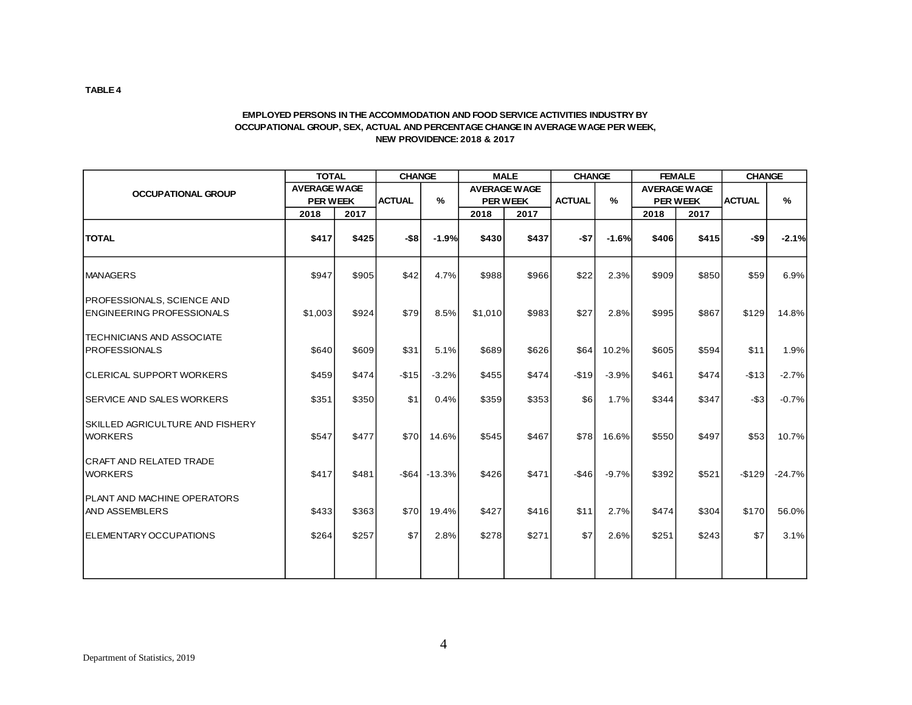**TABLE 4**

**EMPLOYED PERSONS IN THE ACCOMMODATION AND FOOD SERVICE ACTIVITIES INDUSTRY BY OCCUPATIONAL GROUP, SEX, ACTUAL AND PERCENTAGE CHANGE IN AVERAGE WAGE PER WEEK, NEW PROVIDENCE: 2018 & 2017**

| OCCUPATIONAL GROUP | TOTAL | | CHANGE | | MALE | | CHANGE | | FEMALE | | CHANGE | |
|---|---|---|---|---|---|---|---|---|---|---|---|---|
| | AVERAGE WAGE PER WEEK | | ACTUAL | % | AVERAGE WAGE PER WEEK | | ACTUAL | % | AVERAGE WAGE PER WEEK | | ACTUAL | % |
| | 2018 | 2017 | | | 2018 | 2017 | | | 2018 | 2017 | | |
| **TOTAL** | **$417** | **$425** | **-$8** | **-1.9%** | **$430** | **$437** | **-$7** | **-1.6%** | **$406** | **$415** | **-$9** | **-2.1%** |
| MANAGERS | $947 | $905 | $42 | 4.7% | $988 | $966 | $22 | 2.3% | $909 | $850 | $59 | 6.9% |
| PROFESSIONALS, SCIENCE AND ENGINEERING PROFESSIONALS | $1,003 | $924 | $79 | 8.5% | $1,010 | $983 | $27 | 2.8% | $995 | $867 | $129 | 14.8% |
| TECHNICIANS AND ASSOCIATE PROFESSIONALS | $640 | $609 | $31 | 5.1% | $689 | $626 | $64 | 10.2% | $605 | $594 | $11 | 1.9% |
| CLERICAL SUPPORT WORKERS | $459 | $474 | -$15 | -3.2% | $455 | $474 | -$19 | -3.9% | $461 | $474 | -$13 | -2.7% |
| SERVICE AND SALES WORKERS | $351 | $350 | $1 | 0.4% | $359 | $353 | $6 | 1.7% | $344 | $347 | -$3 | -0.7% |
| SKILLED AGRICULTURE AND FISHERY WORKERS | $547 | $477 | $70 | 14.6% | $545 | $467 | $78 | 16.6% | $550 | $497 | $53 | 10.7% |
| CRAFT AND RELATED TRADE WORKERS | $417 | $481 | -$64 | -13.3% | $426 | $471 | -$46 | -9.7% | $392 | $521 | -$129 | -24.7% |
| PLANT AND MACHINE OPERATORS AND ASSEMBLERS | $433 | $363 | $70 | 19.4% | $427 | $416 | $11 | 2.7% | $474 | $304 | $170 | 56.0% |
| ELEMENTARY OCCUPATIONS | $264 | $257 | $7 | 2.8% | $278 | $271 | $7 | 2.6% | $251 | $243 | $7 | 3.1% |

Department of Statistics, 2019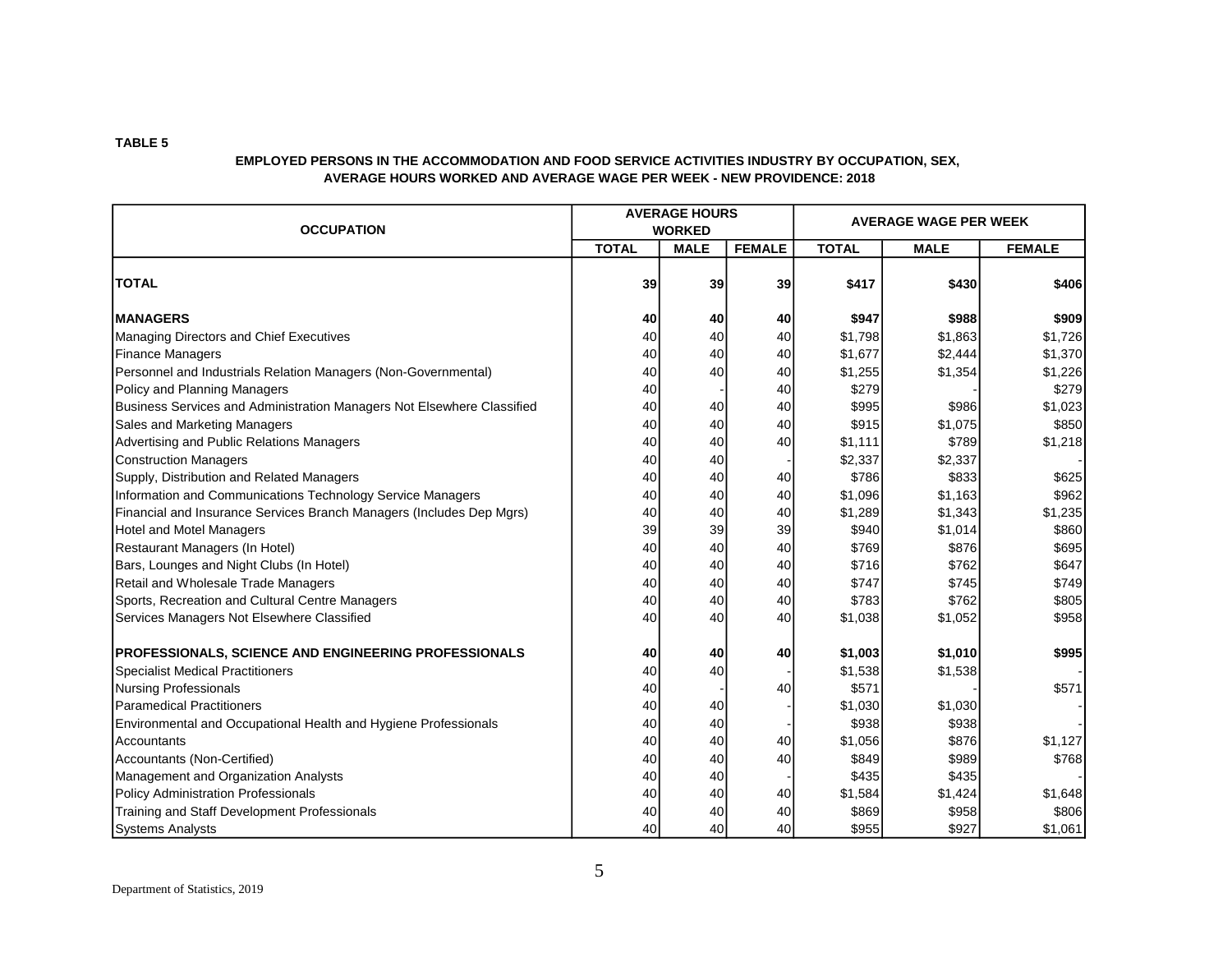**TABLE 5**

**EMPLOYED PERSONS IN THE ACCOMMODATION AND FOOD SERVICE ACTIVITIES INDUSTRY BY OCCUPATION, SEX, AVERAGE HOURS WORKED AND AVERAGE WAGE PER WEEK - NEW PROVIDENCE: 2018**

| OCCUPATION | AVERAGE HOURS WORKED | | | AVERAGE WAGE PER WEEK | | |
|---|---|---|---|---|---|---|
| | TOTAL | MALE | FEMALE | TOTAL | MALE | FEMALE |
| **TOTAL** | **39** | **39** | **39** | **$417** | **$430** | **$406** |
| **MANAGERS** | **40** | **40** | **40** | **$947** | **$988** | **$909** |
| Managing Directors and Chief Executives | 40 | 40 | 40 | $1,798 | $1,863 | $1,726 |
| Finance Managers | 40 | 40 | 40 | $1,677 | $2,444 | $1,370 |
| Personnel and Industrials Relation Managers (Non-Governmental) | 40 | 40 | 40 | $1,255 | $1,354 | $1,226 |
| Policy and Planning Managers | 40 | - | 40 | $279 | - | $279 |
| Business Services and Administration Managers Not Elsewhere Classified | 40 | 40 | 40 | $995 | $986 | $1,023 |
| Sales and Marketing Managers | 40 | 40 | 40 | $915 | $1,075 | $850 |
| Advertising and Public Relations Managers | 40 | 40 | 40 | $1,111 | $789 | $1,218 |
| Construction Managers | 40 | 40 | - | $2,337 | $2,337 | - |
| Supply, Distribution and Related Managers | 40 | 40 | 40 | $786 | $833 | $625 |
| Information and Communications Technology Service Managers | 40 | 40 | 40 | $1,096 | $1,163 | $962 |
| Financial and Insurance Services Branch Managers (Includes Dep Mgrs) | 40 | 40 | 40 | $1,289 | $1,343 | $1,235 |
| Hotel and Motel Managers | 39 | 39 | 39 | $940 | $1,014 | $860 |
| Restaurant Managers (In Hotel) | 40 | 40 | 40 | $769 | $876 | $695 |
| Bars, Lounges and Night Clubs (In Hotel) | 40 | 40 | 40 | $716 | $762 | $647 |
| Retail and Wholesale Trade Managers | 40 | 40 | 40 | $747 | $745 | $749 |
| Sports, Recreation and Cultural Centre Managers | 40 | 40 | 40 | $783 | $762 | $805 |
| Services Managers Not Elsewhere Classified | 40 | 40 | 40 | $1,038 | $1,052 | $958 |
| **PROFESSIONALS, SCIENCE AND ENGINEERING PROFESSIONALS** | **40** | **40** | **40** | **$1,003** | **$1,010** | **$995** |
| Specialist Medical Practitioners | 40 | 40 | - | $1,538 | $1,538 | - |
| Nursing Professionals | 40 | - | 40 | $571 | - | $571 |
| Paramedical Practitioners | 40 | 40 | - | $1,030 | $1,030 | - |
| Environmental and Occupational Health and Hygiene Professionals | 40 | 40 | - | $938 | $938 | - |
| Accountants | 40 | 40 | 40 | $1,056 | $876 | $1,127 |
| Accountants (Non-Certified) | 40 | 40 | 40 | $849 | $989 | $768 |
| Management and Organization Analysts | 40 | 40 | - | $435 | $435 | - |
| Policy Administration Professionals | 40 | 40 | 40 | $1,584 | $1,424 | $1,648 |
| Training and Staff Development Professionals | 40 | 40 | 40 | $869 | $958 | $806 |
| Systems Analysts | 40 | 40 | 40 | $955 | $927 | $1,061 |

Department of Statistics, 2019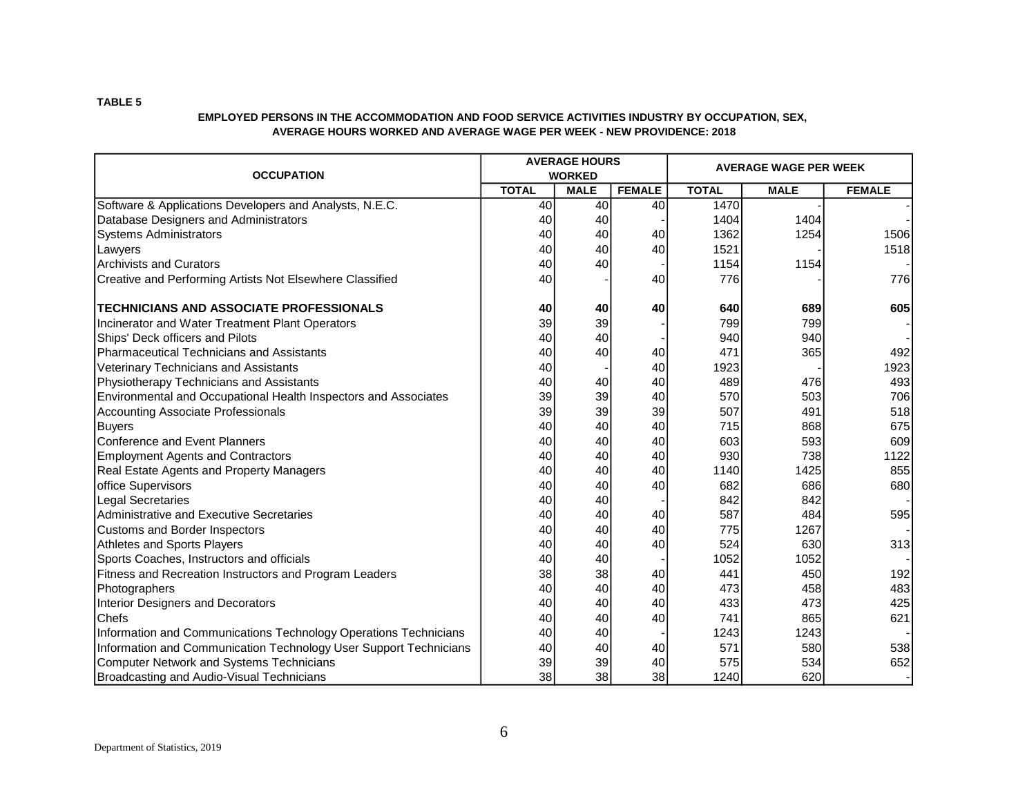**TABLE 5**

**EMPLOYED PERSONS IN THE ACCOMMODATION AND FOOD SERVICE ACTIVITIES INDUSTRY BY OCCUPATION, SEX, AVERAGE HOURS WORKED AND AVERAGE WAGE PER WEEK - NEW PROVIDENCE: 2018**

| OCCUPATION | AVERAGE HOURS WORKED | | | AVERAGE WAGE PER WEEK | | |
|---|---|---|---|---|---|---|
| | TOTAL | MALE | FEMALE | TOTAL | MALE | FEMALE |
| Software & Applications Developers and Analysts, N.E.C. | 40 | 40 | 40 | 1470 | - | - |
| Database Designers and Administrators | 40 | 40 | - | 1404 | 1404 | - |
| Systems Administrators | 40 | 40 | 40 | 1362 | 1254 | 1506 |
| Lawyers | 40 | 40 | 40 | 1521 | - | 1518 |
| Archivists and Curators | 40 | 40 | - | 1154 | 1154 | - |
| Creative and Performing Artists Not Elsewhere Classified | 40 | - | 40 | 776 | - | 776 |
| **TECHNICIANS AND ASSOCIATE PROFESSIONALS** | **40** | **40** | **40** | **640** | **689** | **605** |
| Incinerator and Water Treatment Plant Operators | 39 | 39 | - | 799 | 799 | - |
| Ships' Deck officers and Pilots | 40 | 40 | - | 940 | 940 | - |
| Pharmaceutical Technicians and Assistants | 40 | 40 | 40 | 471 | 365 | 492 |
| Veterinary Technicians and Assistants | 40 | - | 40 | 1923 | - | 1923 |
| Physiotherapy Technicians and Assistants | 40 | 40 | 40 | 489 | 476 | 493 |
| Environmental and Occupational Health Inspectors and Associates | 39 | 39 | 40 | 570 | 503 | 706 |
| Accounting Associate Professionals | 39 | 39 | 39 | 507 | 491 | 518 |
| Buyers | 40 | 40 | 40 | 715 | 868 | 675 |
| Conference and Event Planners | 40 | 40 | 40 | 603 | 593 | 609 |
| Employment Agents and Contractors | 40 | 40 | 40 | 930 | 738 | 1122 |
| Real Estate Agents and Property Managers | 40 | 40 | 40 | 1140 | 1425 | 855 |
| office Supervisors | 40 | 40 | 40 | 682 | 686 | 680 |
| Legal Secretaries | 40 | 40 | - | 842 | 842 | - |
| Administrative and Executive Secretaries | 40 | 40 | 40 | 587 | 484 | 595 |
| Customs and Border Inspectors | 40 | 40 | 40 | 775 | 1267 | - |
| Athletes and Sports Players | 40 | 40 | 40 | 524 | 630 | 313 |
| Sports Coaches, Instructors and officials | 40 | 40 | - | 1052 | 1052 | - |
| Fitness and Recreation Instructors and Program Leaders | 38 | 38 | 40 | 441 | 450 | 192 |
| Photographers | 40 | 40 | 40 | 473 | 458 | 483 |
| Interior Designers and Decorators | 40 | 40 | 40 | 433 | 473 | 425 |
| Chefs | 40 | 40 | 40 | 741 | 865 | 621 |
| Information and Communications Technology Operations Technicians | 40 | 40 | - | 1243 | 1243 | - |
| Information and Communication Technology User Support Technicians | 40 | 40 | 40 | 571 | 580 | 538 |
| Computer Network and Systems Technicians | 39 | 39 | 40 | 575 | 534 | 652 |
| Broadcasting and Audio-Visual Technicians | 38 | 38 | 38 | 1240 | 620 | - |

Department of Statistics, 2019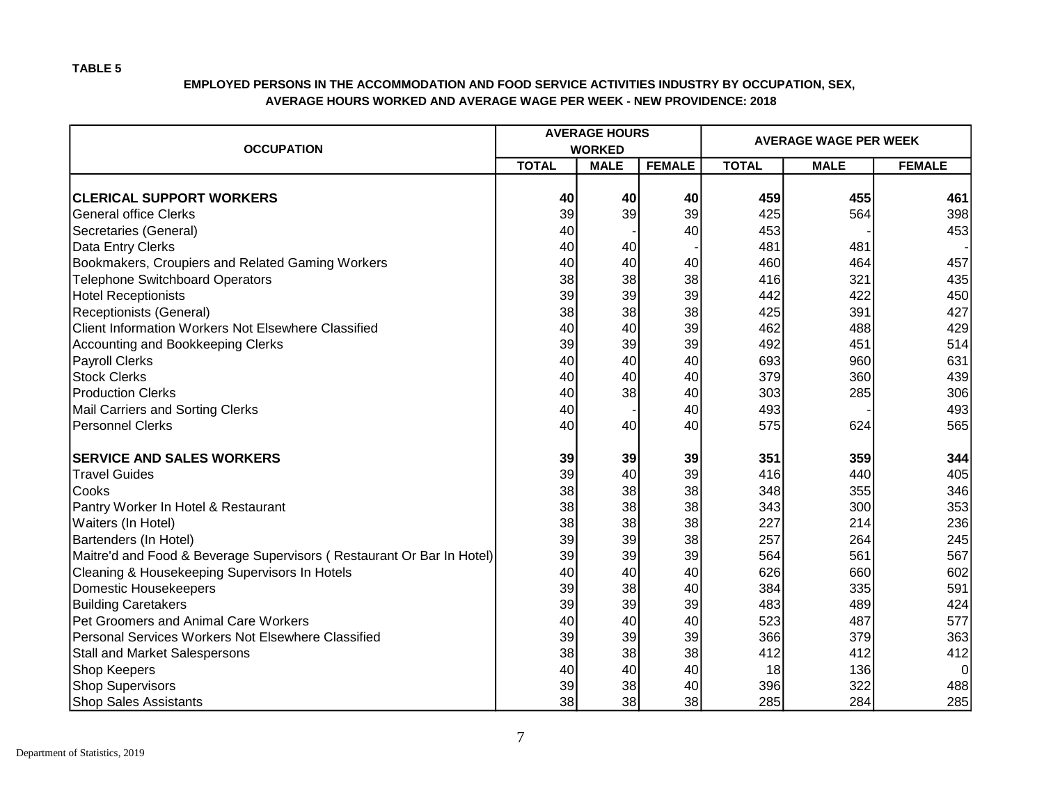**TABLE 5**

**EMPLOYED PERSONS IN THE ACCOMMODATION AND FOOD SERVICE ACTIVITIES INDUSTRY BY OCCUPATION, SEX, AVERAGE HOURS WORKED AND AVERAGE WAGE PER WEEK - NEW PROVIDENCE: 2018**

| OCCUPATION | AVERAGE HOURS WORKED | | | AVERAGE WAGE PER WEEK | | |
|---|---|---|---|---|---|---|
| | TOTAL | MALE | FEMALE | TOTAL | MALE | FEMALE |
| **CLERICAL SUPPORT WORKERS** | **40** | **40** | **40** | **459** | **455** | **461** |
| General office Clerks | 39 | 39 | 39 | 425 | 564 | 398 |
| Secretaries (General) | 40 | - | 40 | 453 | - | 453 |
| Data Entry Clerks | 40 | 40 | - | 481 | 481 | - |
| Bookmakers, Croupiers and Related Gaming Workers | 40 | 40 | 40 | 460 | 464 | 457 |
| Telephone Switchboard Operators | 38 | 38 | 38 | 416 | 321 | 435 |
| Hotel Receptionists | 39 | 39 | 39 | 442 | 422 | 450 |
| Receptionists (General) | 38 | 38 | 38 | 425 | 391 | 427 |
| Client Information Workers Not Elsewhere Classified | 40 | 40 | 39 | 462 | 488 | 429 |
| Accounting and Bookkeeping Clerks | 39 | 39 | 39 | 492 | 451 | 514 |
| Payroll Clerks | 40 | 40 | 40 | 693 | 960 | 631 |
| Stock Clerks | 40 | 40 | 40 | 379 | 360 | 439 |
| Production Clerks | 40 | 38 | 40 | 303 | 285 | 306 |
| Mail Carriers and Sorting Clerks | 40 | - | 40 | 493 | - | 493 |
| Personnel Clerks | 40 | 40 | 40 | 575 | 624 | 565 |
| **SERVICE AND SALES WORKERS** | **39** | **39** | **39** | **351** | **359** | **344** |
| Travel Guides | 39 | 40 | 39 | 416 | 440 | 405 |
| Cooks | 38 | 38 | 38 | 348 | 355 | 346 |
| Pantry Worker In Hotel & Restaurant | 38 | 38 | 38 | 343 | 300 | 353 |
| Waiters (In Hotel) | 38 | 38 | 38 | 227 | 214 | 236 |
| Bartenders (In Hotel) | 39 | 39 | 38 | 257 | 264 | 245 |
| Maitre'd and Food & Beverage Supervisors ( Restaurant Or Bar In Hotel) | 39 | 39 | 39 | 564 | 561 | 567 |
| Cleaning & Housekeeping Supervisors In Hotels | 40 | 40 | 40 | 626 | 660 | 602 |
| Domestic Housekeepers | 39 | 38 | 40 | 384 | 335 | 591 |
| Building Caretakers | 39 | 39 | 39 | 483 | 489 | 424 |
| Pet Groomers and Animal Care Workers | 40 | 40 | 40 | 523 | 487 | 577 |
| Personal Services Workers Not Elsewhere Classified | 39 | 39 | 39 | 366 | 379 | 363 |
| Stall and Market Salespersons | 38 | 38 | 38 | 412 | 412 | 412 |
| Shop Keepers | 40 | 40 | 40 | 18 | 136 | 0 |
| Shop Supervisors | 39 | 38 | 40 | 396 | 322 | 488 |
| Shop Sales Assistants | 38 | 38 | 38 | 285 | 284 | 285 |

Department of Statistics, 2019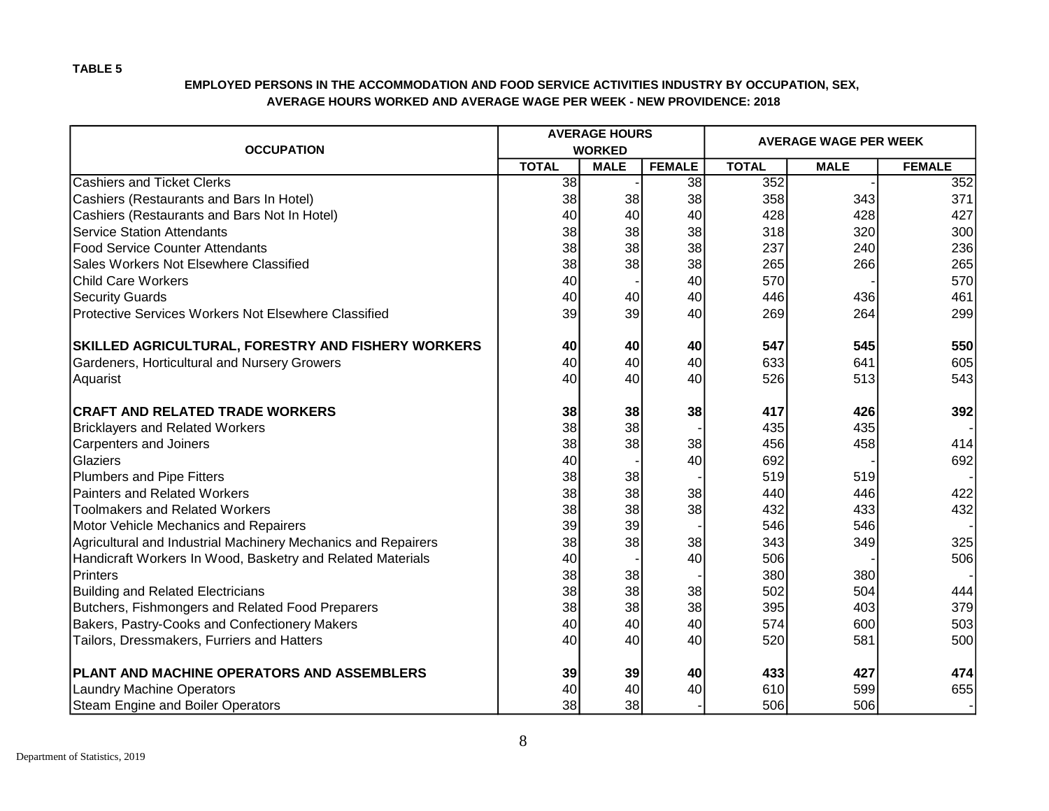**TABLE 5**

**EMPLOYED PERSONS IN THE ACCOMMODATION AND FOOD SERVICE ACTIVITIES INDUSTRY BY OCCUPATION, SEX, AVERAGE HOURS WORKED AND AVERAGE WAGE PER WEEK - NEW PROVIDENCE: 2018**

| OCCUPATION | AVERAGE HOURS WORKED | | | AVERAGE WAGE PER WEEK | | |
|---|---|---|---|---|---|---|
| | TOTAL | MALE | FEMALE | TOTAL | MALE | FEMALE |
| Cashiers and Ticket Clerks | 38 | - | 38 | 352 | - | 352 |
| Cashiers (Restaurants and Bars In Hotel) | 38 | 38 | 38 | 358 | 343 | 371 |
| Cashiers (Restaurants and Bars Not In Hotel) | 40 | 40 | 40 | 428 | 428 | 427 |
| Service Station Attendants | 38 | 38 | 38 | 318 | 320 | 300 |
| Food Service Counter Attendants | 38 | 38 | 38 | 237 | 240 | 236 |
| Sales Workers Not Elsewhere Classified | 38 | 38 | 38 | 265 | 266 | 265 |
| Child Care Workers | 40 | - | 40 | 570 | - | 570 |
| Security Guards | 40 | 40 | 40 | 446 | 436 | 461 |
| Protective Services Workers Not Elsewhere Classified | 39 | 39 | 40 | 269 | 264 | 299 |
| | | | | | | |
| **SKILLED AGRICULTURAL, FORESTRY AND FISHERY WORKERS** | **40** | **40** | **40** | **547** | **545** | **550** |
| Gardeners, Horticultural and Nursery Growers | 40 | 40 | 40 | 633 | 641 | 605 |
| Aquarist | 40 | 40 | 40 | 526 | 513 | 543 |
| | | | | | | |
| **CRAFT AND RELATED TRADE WORKERS** | **38** | **38** | **38** | **417** | **426** | **392** |
| Bricklayers and Related Workers | 38 | 38 | - | 435 | 435 | - |
| Carpenters and Joiners | 38 | 38 | 38 | 456 | 458 | 414 |
| Glaziers | 40 | - | 40 | 692 | - | 692 |
| Plumbers and Pipe Fitters | 38 | 38 | - | 519 | 519 | - |
| Painters and Related Workers | 38 | 38 | 38 | 440 | 446 | 422 |
| Toolmakers and Related Workers | 38 | 38 | 38 | 432 | 433 | 432 |
| Motor Vehicle Mechanics and Repairers | 39 | 39 | - | 546 | 546 | - |
| Agricultural and Industrial Machinery Mechanics and Repairers | 38 | 38 | 38 | 343 | 349 | 325 |
| Handicraft Workers In Wood, Basketry and Related Materials | 40 | - | 40 | 506 | - | 506 |
| Printers | 38 | 38 | - | 380 | 380 | - |
| Building and Related Electricians | 38 | 38 | 38 | 502 | 504 | 444 |
| Butchers, Fishmongers and Related Food Preparers | 38 | 38 | 38 | 395 | 403 | 379 |
| Bakers, Pastry-Cooks and Confectionery Makers | 40 | 40 | 40 | 574 | 600 | 503 |
| Tailors, Dressmakers, Furriers and Hatters | 40 | 40 | 40 | 520 | 581 | 500 |
| | | | | | | |
| **PLANT AND MACHINE OPERATORS AND ASSEMBLERS** | **39** | **39** | **40** | **433** | **427** | **474** |
| Laundry Machine Operators | 40 | 40 | 40 | 610 | 599 | 655 |
| Steam Engine and Boiler Operators | 38 | 38 | - | 506 | 506 | - |

Department of Statistics, 2019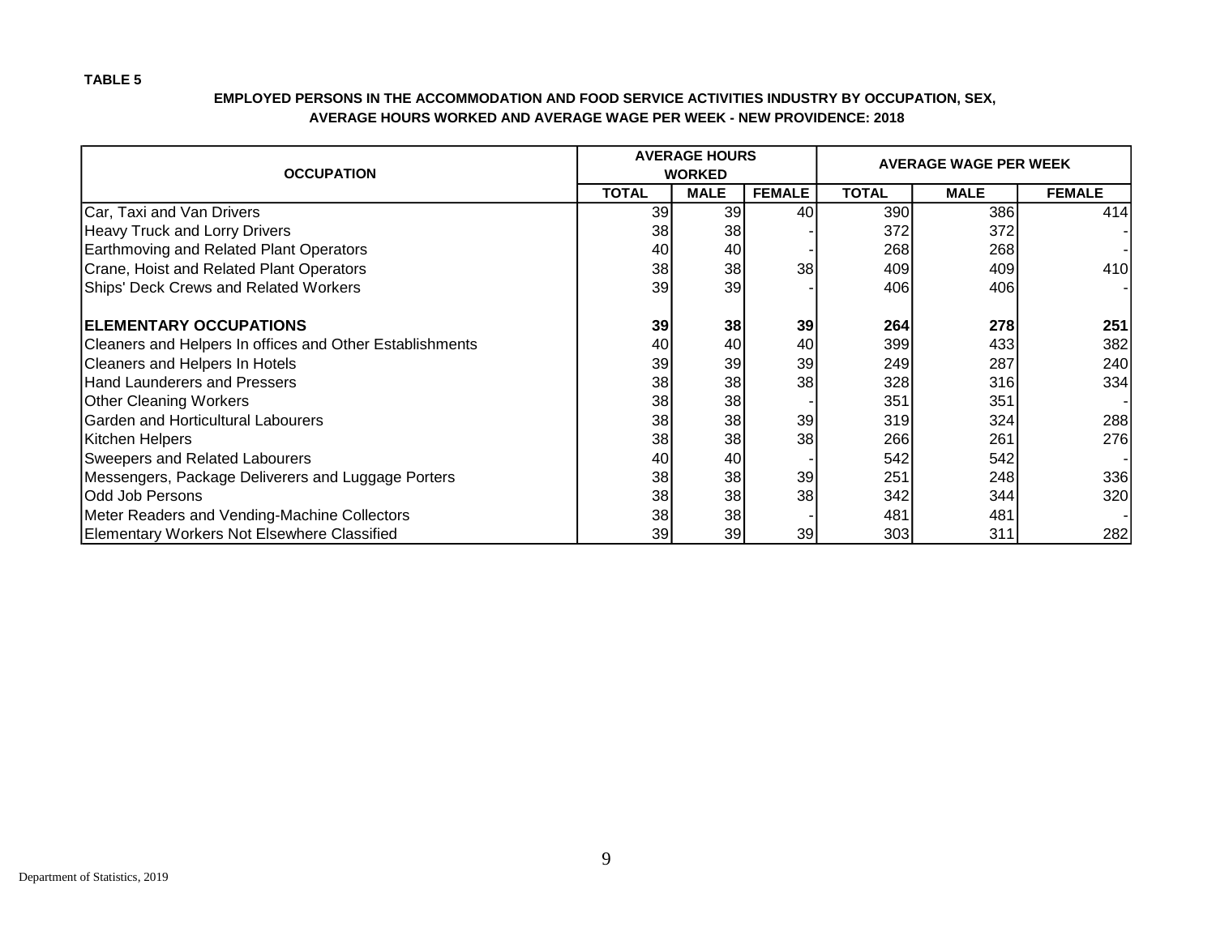**TABLE 5**

**EMPLOYED PERSONS IN THE ACCOMMODATION AND FOOD SERVICE ACTIVITIES INDUSTRY BY OCCUPATION, SEX, AVERAGE HOURS WORKED AND AVERAGE WAGE PER WEEK - NEW PROVIDENCE: 2018**

| OCCUPATION | AVERAGE HOURS WORKED | | | AVERAGE WAGE PER WEEK | | |
|---|---|---|---|---|---|---|
| | TOTAL | MALE | FEMALE | TOTAL | MALE | FEMALE |
| Car, Taxi and Van Drivers | 39 | 39 | 40 | 390 | 386 | 414 |
| Heavy Truck and Lorry Drivers | 38 | 38 | - | 372 | 372 | - |
| Earthmoving and Related Plant Operators | 40 | 40 | - | 268 | 268 | - |
| Crane, Hoist and Related Plant Operators | 38 | 38 | 38 | 409 | 409 | 410 |
| Ships' Deck Crews and Related Workers | 39 | 39 | - | 406 | 406 | - |
| **ELEMENTARY OCCUPATIONS** | **39** | **38** | **39** | **264** | **278** | **251** |
| Cleaners and Helpers In offices and Other Establishments | 40 | 40 | 40 | 399 | 433 | 382 |
| Cleaners and Helpers In Hotels | 39 | 39 | 39 | 249 | 287 | 240 |
| Hand Launderers and Pressers | 38 | 38 | 38 | 328 | 316 | 334 |
| Other Cleaning Workers | 38 | 38 | - | 351 | 351 | - |
| Garden and Horticultural Labourers | 38 | 38 | 39 | 319 | 324 | 288 |
| Kitchen Helpers | 38 | 38 | 38 | 266 | 261 | 276 |
| Sweepers and Related Labourers | 40 | 40 | - | 542 | 542 | - |
| Messengers, Package Deliverers and Luggage Porters | 38 | 38 | 39 | 251 | 248 | 336 |
| Odd Job Persons | 38 | 38 | 38 | 342 | 344 | 320 |
| Meter Readers and Vending-Machine Collectors | 38 | 38 | - | 481 | 481 | - |
| Elementary Workers Not Elsewhere Classified | 39 | 39 | 39 | 303 | 311 | 282 |

Department of Statistics, 2019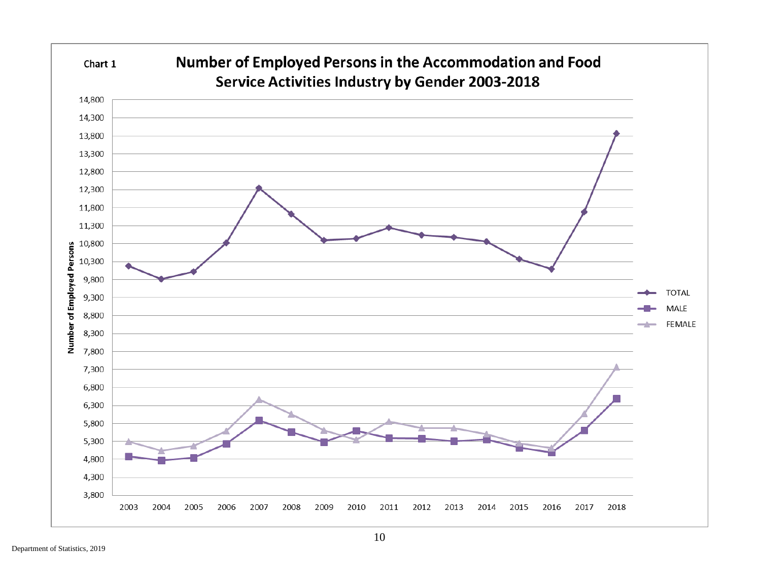Chart 1

## Number of Employed Persons in the Accommodation and Food Service Activities Industry by Gender 2003-2018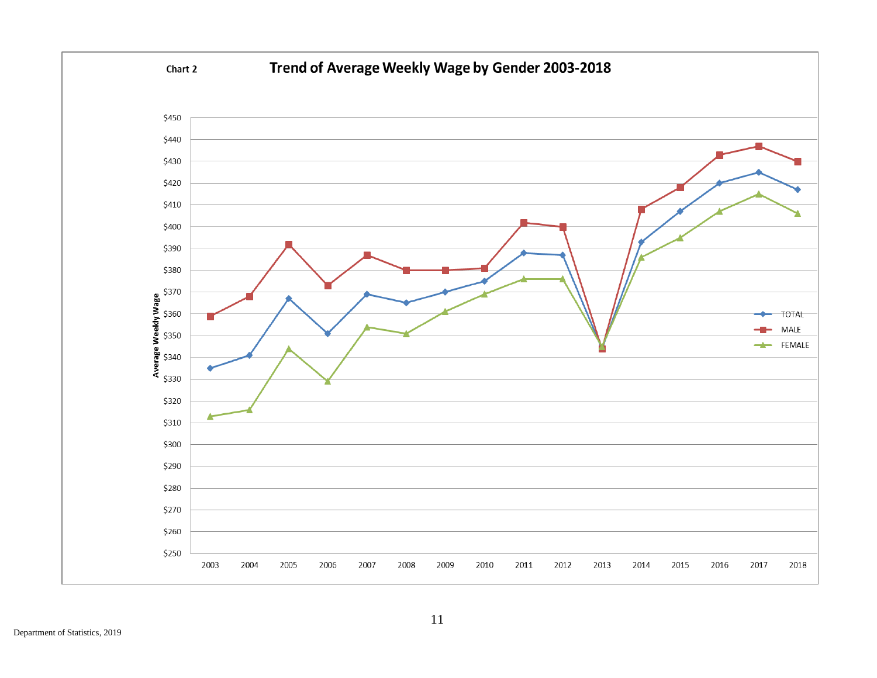Chart 2

## Trend of Average Weekly Wage by Gender 2003-2018

Average Weekly Wage

$450
$440
$430
$420
$410
$400
$390
$380
$370
$360
$350
$340
$330
$320
$310
$300
$290
$280
$270
$260
$250

2003 2004 2005 2006 2007 2008 2009 2010 2011 2012 2013 2014 2015 2016 2017 2018

TOTAL
MALE
FEMALE

Department of Statistics, 2019